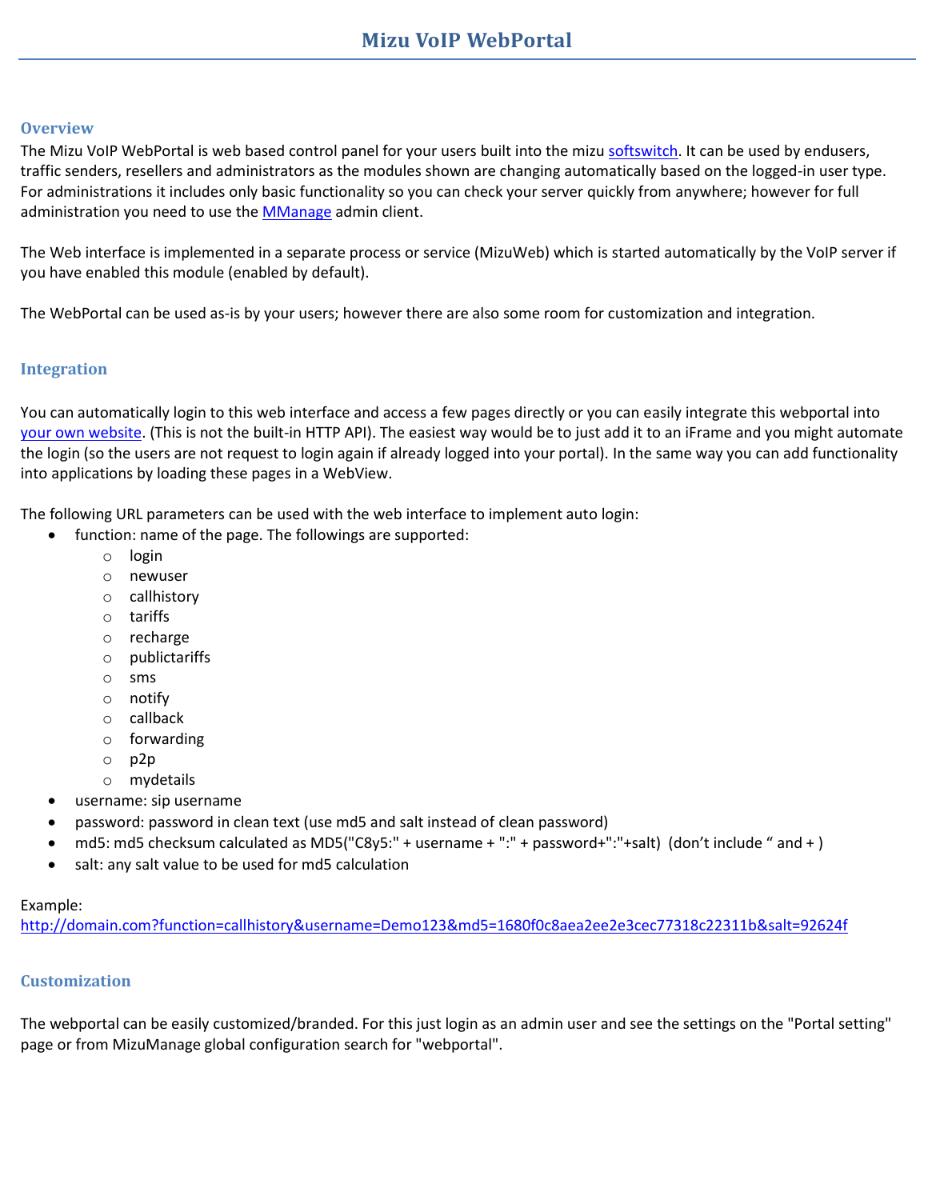# Mizu VoIP WebPortal

## Overview

The Mizu VoIP WebPortal is web based control panel for your users built into the mizu softswitch. It can be used by endusers, traffic senders, resellers and administrators as the modules shown are changing automatically based on the logged-in user type. For administrations it includes only basic functionality so you can check your server quickly from anywhere; however for full administration you need to use the MManage admin client.

The Web interface is implemented in a separate process or service (MizuWeb) which is started automatically by the VoIP server if you have enabled this module (enabled by default).

The WebPortal can be used as-is by your users; however there are also some room for customization and integration.

## Integration

You can automatically login to this web interface and access a few pages directly or you can easily integrate this webportal into your own website. (This is not the built-in HTTP API). The easiest way would be to just add it to an iFrame and you might automate the login (so the users are not request to login again if already logged into your portal). In the same way you can add functionality into applications by loading these pages in a WebView.

The following URL parameters can be used with the web interface to implement auto login:

- function: name of the page. The followings are supported:
  - login
  - newuser
  - callhistory
  - tariffs
  - recharge
  - publictariffs
  - sms
  - notify
  - callback
  - forwarding
  - p2p
  - mydetails
- username: sip username
- password: password in clean text (use md5 and salt instead of clean password)
- md5: md5 checksum calculated as MD5("C8y5:" + username + ":" + password+":"+salt) (don't include " and + )
- salt: any salt value to be used for md5 calculation

Example:
http://domain.com?function=callhistory&username=Demo123&md5=1680f0c8aea2ee2e3cec77318c22311b&salt=92624f

## Customization

The webportal can be easily customized/branded. For this just login as an admin user and see the settings on the "Portal setting" page or from MizuManage global configuration search for "webportal".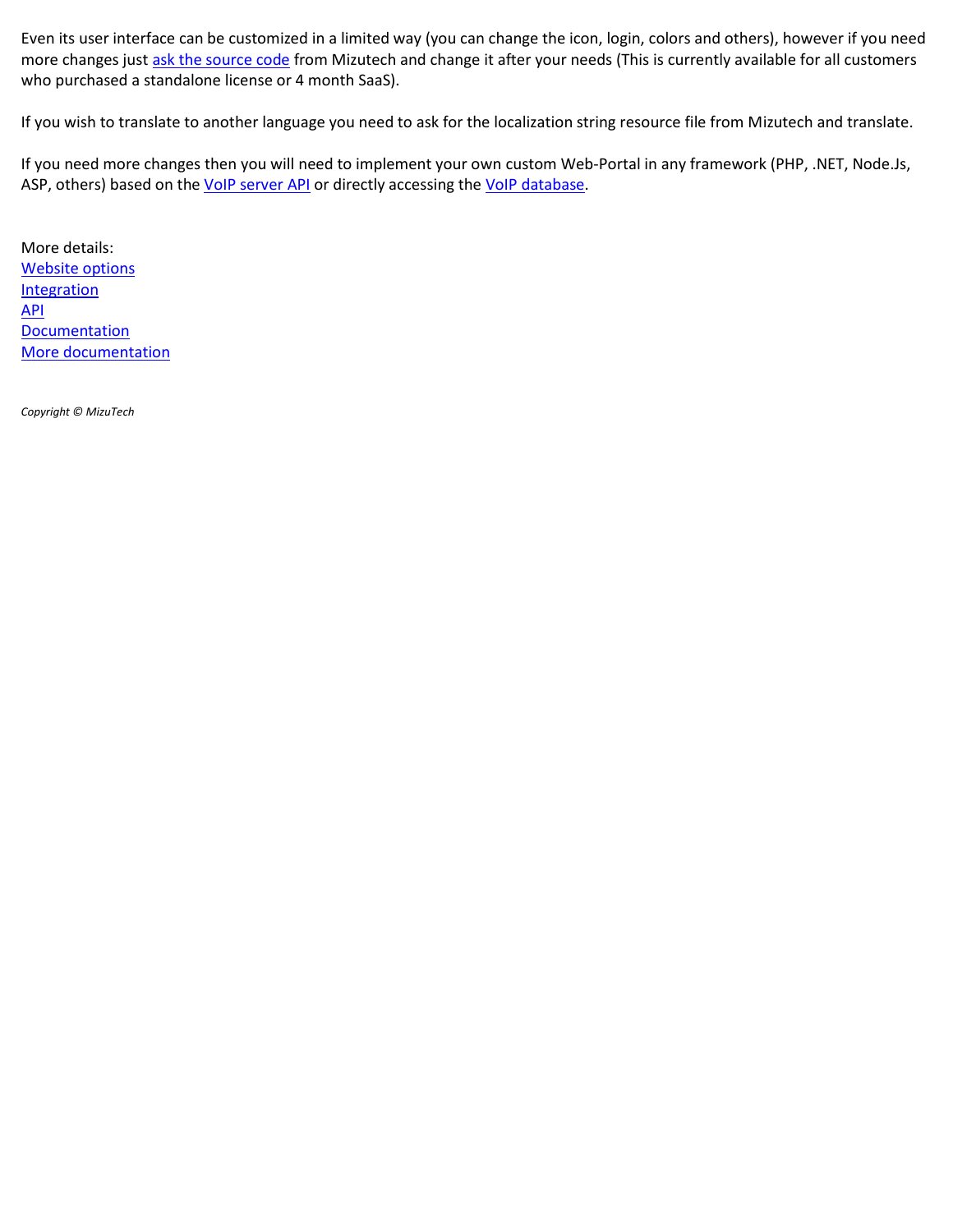Even its user interface can be customized in a limited way (you can change the icon, login, colors and others), however if you need more changes just [ask the source code] from Mizutech and change it after your needs (This is currently available for all customers who purchased a standalone license or 4 month SaaS).

If you wish to translate to another language you need to ask for the localization string resource file from Mizutech and translate.

If you need more changes then you will need to implement your own custom Web-Portal in any framework (PHP, .NET, Node.Js, ASP, others) based on the [VoIP server API] or directly accessing the [VoIP database].

More details:
Website options
Integration
API
Documentation
More documentation

*Copyright © MizuTech*